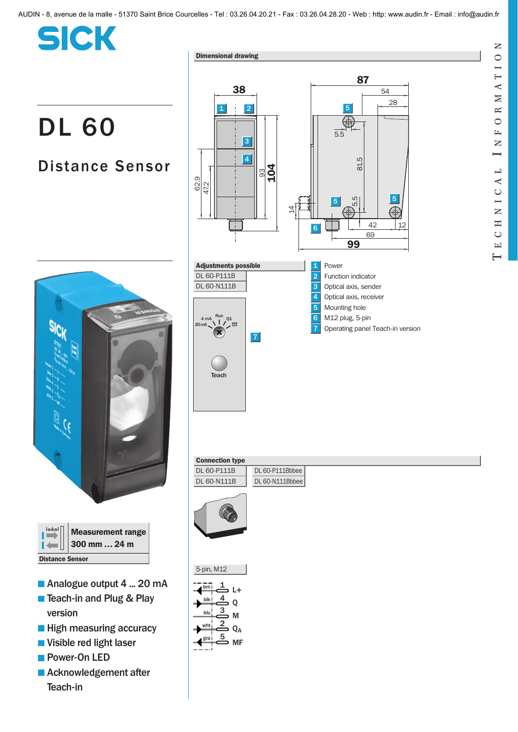# DL 60

## Distance Sensor

| Measurement range |
|---|
| 300 mm … 24 m |

**Distance Sensor**

- Analogue output 4 ... 20 mA
- Teach-in and Plug & Play version
- High measuring accuracy
- Visible red light laser
- Power-On LED
- Acknowledgement after Teach-in

**Dimensional drawing**

1. Power
2. Function indicator
3. Optical axis, sender
4. Optical axis, receiver
5. Mounting hole
6. M12 plug, 5-pin
7. Operating panel Teach-in version

**Adjustments possible**

| DL 60-P111B |
|---|
| DL 60-N111B |

**Connection type**

| DL 60-P111B | DL 60-P111Bbbee |
|---|---|
| DL 60-N111B | DL 60-N111Bbbee |

5-pin, M12

| Wire | Pin | Signal |
|---|---|---|
| brn | 1 | L+ |
| blk | 4 | Q |
| blu | 3 | M |
| wht | 2 | $Q_A$ |
| gra | 5 | MF |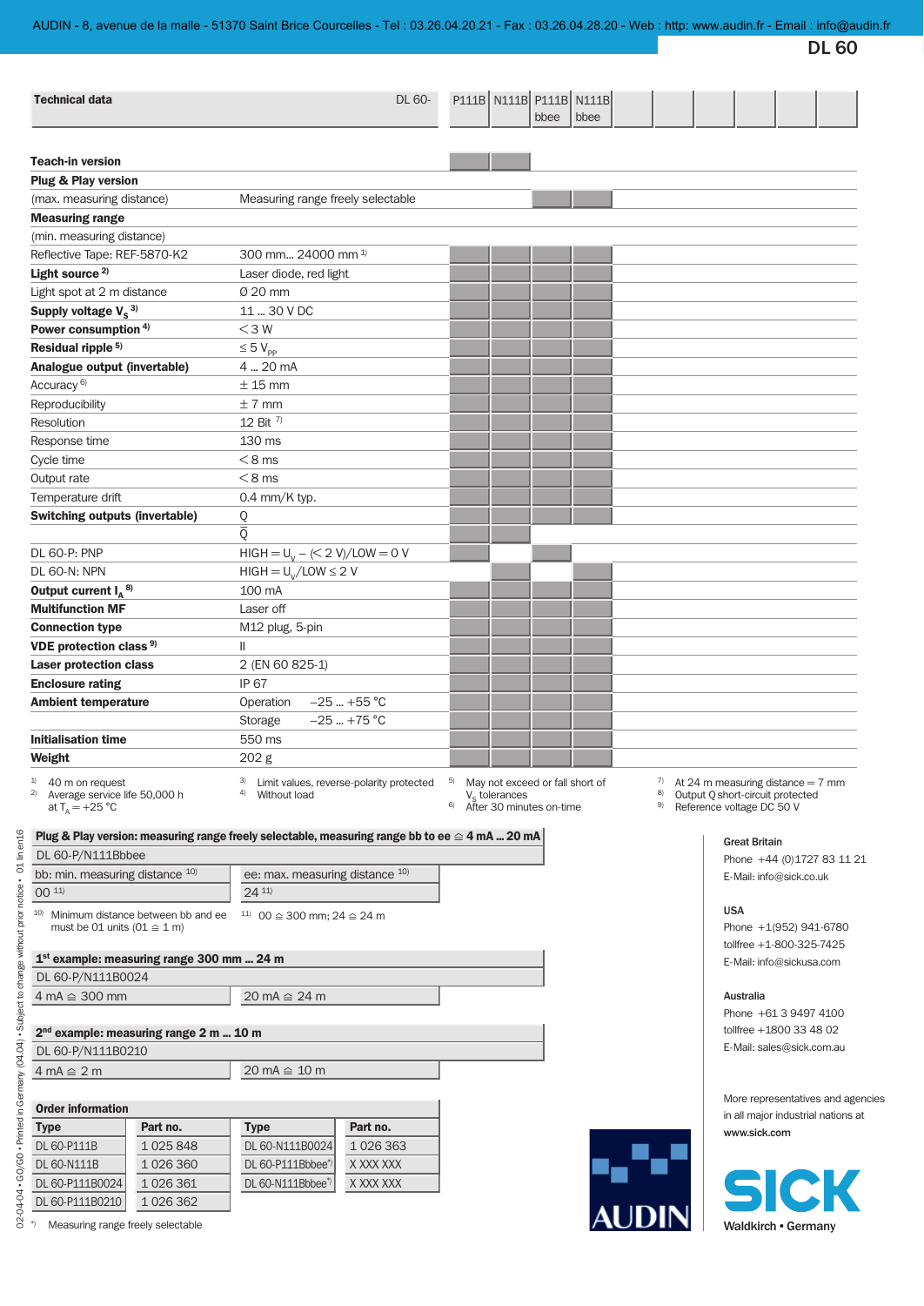# DL 60

| Technical data | DL 60- | P111B | N111B | P111B bbee | N111B bbee |
|---|---|---|---|---|---|
| **Teach-in version** | | ■ | ■ | | |
| **Plug & Play version** | | | | | |
| (max. measuring distance) | Measuring range freely selectable | | | ■ | ■ |
| **Measuring range** | | | | | |
| (min. measuring distance) | | | | | |
| Reflective Tape: REF-5870-K2 | 300 mm... 24000 mm [1] | ■ | ■ | ■ | ■ |
| **Light source** [2] | Laser diode, red light | ■ | ■ | ■ | ■ |
| Light spot at 2 m distance | Ø 20 mm | ■ | ■ | ■ | ■ |
| **Supply voltage $V_S$** [3] | 11 ... 30 V DC | ■ | ■ | ■ | ■ |
| **Power consumption** [4] | < 3 W | ■ | ■ | ■ | ■ |
| **Residual ripple** [5] | ≤ 5 $V_{PP}$ | ■ | ■ | ■ | ■ |
| **Analogue output (invertable)** | 4 ... 20 mA | ■ | ■ | ■ | ■ |
| Accuracy [6] | ± 15 mm | ■ | ■ | ■ | ■ |
| Reproducibility | ± 7 mm | ■ | ■ | ■ | ■ |
| Resolution | 12 Bit [7] | ■ | ■ | ■ | ■ |
| Response time | 130 ms | ■ | ■ | ■ | ■ |
| Cycle time | < 8 ms | ■ | ■ | ■ | ■ |
| Output rate | < 8 ms | ■ | ■ | ■ | ■ |
| Temperature drift | 0.4 mm/K typ. | ■ | ■ | ■ | ■ |
| **Switching outputs (invertable)** | Q | ■ | ■ | ■ | ■ |
| | $\bar{Q}$ | ■ | ■ | | |
| DL 60-P: PNP | HIGH = $U_V$ – (< 2 V)/LOW = 0 V | ■ | | ■ | |
| DL 60-N: NPN | HIGH = $U_V$/LOW ≤ 2 V | | ■ | | ■ |
| **Output current $I_A$** [8] | 100 mA | ■ | ■ | ■ | ■ |
| **Multifunction MF** | Laser off | ■ | ■ | ■ | ■ |
| **Connection type** | M12 plug, 5-pin | ■ | ■ | ■ | ■ |
| **VDE protection class** [9] | II | ■ | ■ | ■ | ■ |
| **Laser protection class** | 2 (EN 60 825-1) | ■ | ■ | ■ | ■ |
| **Enclosure rating** | IP 67 | ■ | ■ | ■ | ■ |
| **Ambient temperature** | Operation –25 ... +55 °C | ■ | ■ | ■ | ■ |
| | Storage –25 ... +75 °C | ■ | ■ | ■ | ■ |
| **Initialisation time** | 550 ms | ■ | ■ | ■ | ■ |
| **Weight** | 202 g | ■ | ■ | ■ | ■ |

[1] 40 m on request
[2] Average service life 50,000 h at $T_A$ = +25 °C
[3] Limit values, reverse-polarity protected
[4] Without load
[5] May not exceed or fall short of $V_S$ tolerances
[6] After 30 minutes on-time
[7] At 24 m measuring distance = 7 mm
[8] Output Q short-circuit protected
[9] Reference voltage DC 50 V

| **Plug & Play version: measuring range freely selectable, measuring range bb to ee ≙ 4 mA ... 20 mA** | |
|---|---|
| DL 60-P/N111Bbbee | |
| bb: min. measuring distance [10] | ee: max. measuring distance [10] |
| 00 [11] | 24 [11] |

[10] Minimum distance between bb and ee must be 01 units (01 ≙ 1 m)

[11] 00 ≙ 300 mm; 24 ≙ 24 m

| **1st example: measuring range 300 mm ... 24 m** | |
|---|---|
| DL 60-P/N111B0024 | |
| 4 mA ≙ 300 mm | 20 mA ≙ 24 m |

| **2nd example: measuring range 2 m ... 10 m** | |
|---|---|
| DL 60-P/N111B0210 | |
| 4 mA ≙ 2 m | 20 mA ≙ 10 m |

**Order information**

| Type | Part no. | Type | Part no. |
|---|---|---|---|
| DL 60-P111B | 1 025 848 | DL 60-N111B0024 | 1 026 363 |
| DL 60-N111B | 1 026 360 | DL 60-P111Bbbee* | X XXX XXX |
| DL 60-P111B0024 | 1 026 361 | DL 60-N111Bbbee* | X XXX XXX |
| DL 60-P111B0210 | 1 026 362 | | |

*) Measuring range freely selectable

**Great Britain**
Phone +44 (0)1727 83 11 21
E-Mail: info@sick.co.uk

**USA**
Phone +1(952) 941-6780
tollfree +1-800-325-7425
E-Mail: info@sickusa.com

**Australia**
Phone +61 3 9497 4100
tollfree +1800 33 48 02
E-Mail: sales@sick.com.au

More representatives and agencies in all major industrial nations at **www.sick.com**

AUDIN

SICK
Waldkirch • Germany